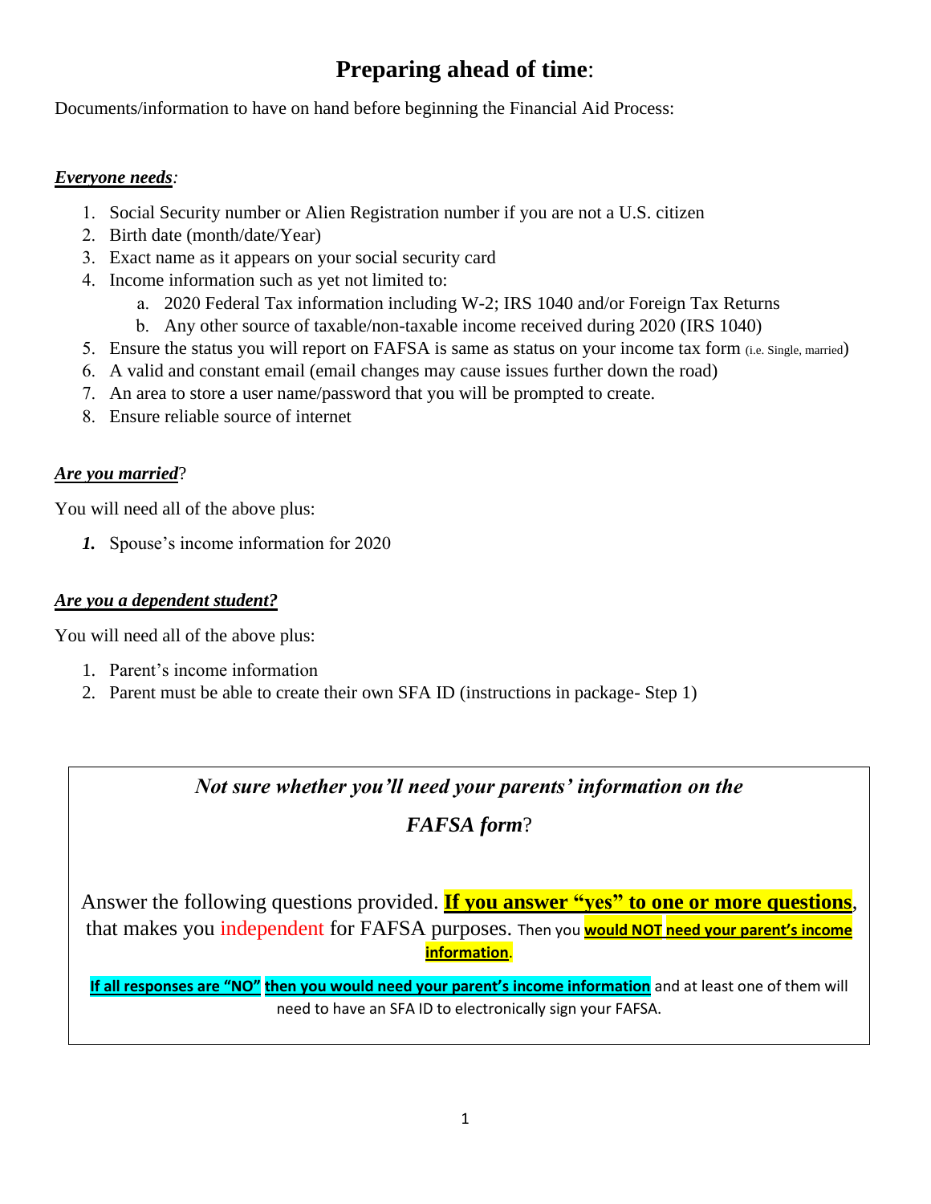# **Preparing ahead of time**:

Documents/information to have on hand before beginning the Financial Aid Process:

***Everyone needs***:

1. Social Security number or Alien Registration number if you are not a U.S. citizen
2. Birth date (month/date/Year)
3. Exact name as it appears on your social security card
4. Income information such as yet not limited to:
   a. 2020 Federal Tax information including W-2; IRS 1040 and/or Foreign Tax Returns
   b. Any other source of taxable/non-taxable income received during 2020 (IRS 1040)
5. Ensure the status you will report on FAFSA is same as status on your income tax form (i.e. Single, married)
6. A valid and constant email (email changes may cause issues further down the road)
7. An area to store a user name/password that you will be prompted to create.
8. Ensure reliable source of internet

***Are you married***?

You will need all of the above plus:

1. Spouse's income information for 2020

***Are you a dependent student?***

You will need all of the above plus:

1. Parent's income information
2. Parent must be able to create their own SFA ID (instructions in package- Step 1)

---

***Not sure whether you'll need your parents' information on the FAFSA form***?

Answer the following questions provided. **If you answer "yes" to one or more questions**, that makes you independent for FAFSA purposes. Then you **would NOT need your parent's income information**.

**If all responses are "NO" then you would need your parent's income information** and at least one of them will need to have an SFA ID to electronically sign your FAFSA.

---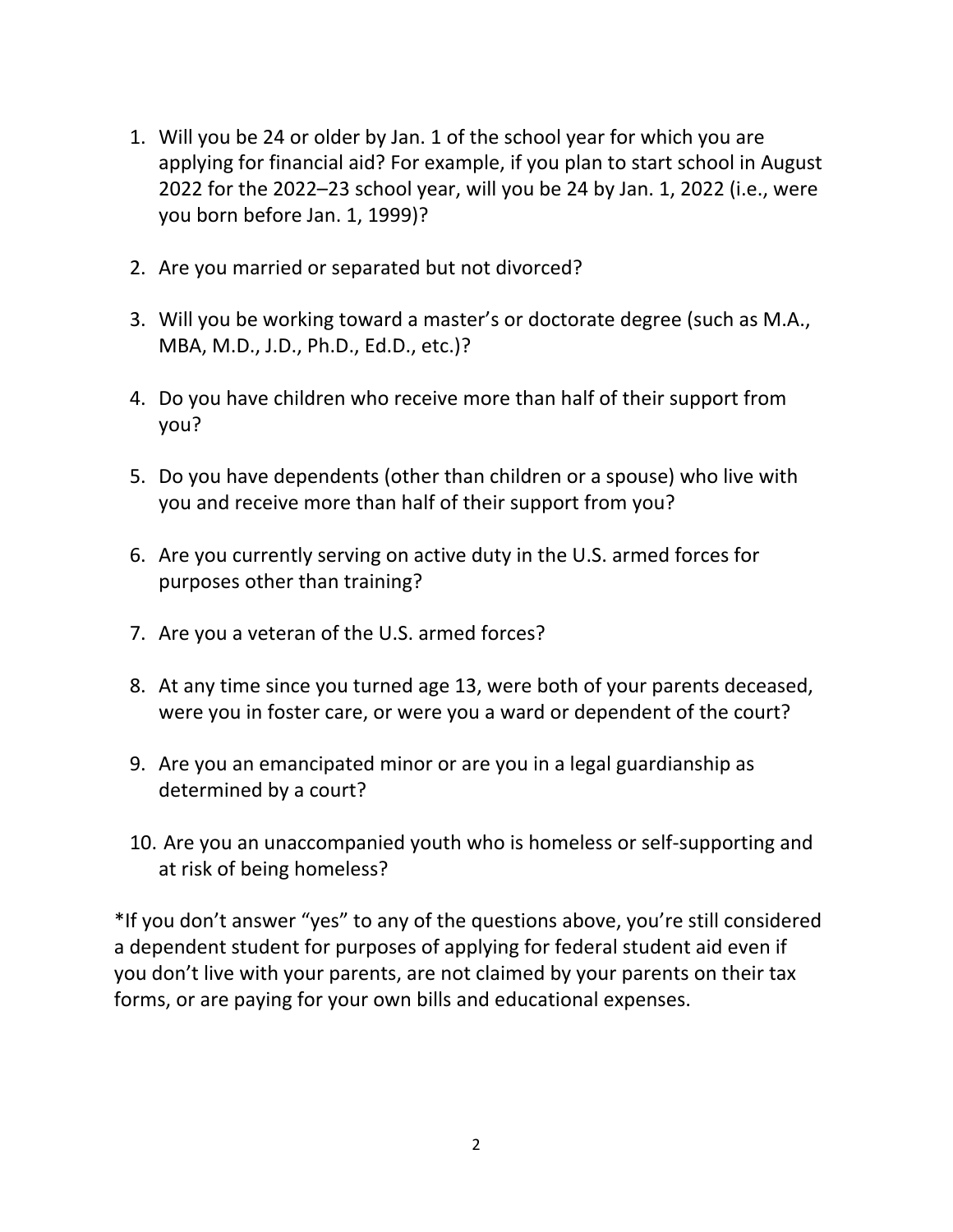1. Will you be 24 or older by Jan. 1 of the school year for which you are applying for financial aid? For example, if you plan to start school in August 2022 for the 2022–23 school year, will you be 24 by Jan. 1, 2022 (i.e., were you born before Jan. 1, 1999)?

2. Are you married or separated but not divorced?

3. Will you be working toward a master's or doctorate degree (such as M.A., MBA, M.D., J.D., Ph.D., Ed.D., etc.)?

4. Do you have children who receive more than half of their support from you?

5. Do you have dependents (other than children or a spouse) who live with you and receive more than half of their support from you?

6. Are you currently serving on active duty in the U.S. armed forces for purposes other than training?

7. Are you a veteran of the U.S. armed forces?

8. At any time since you turned age 13, were both of your parents deceased, were you in foster care, or were you a ward or dependent of the court?

9. Are you an emancipated minor or are you in a legal guardianship as determined by a court?

10. Are you an unaccompanied youth who is homeless or self-supporting and at risk of being homeless?

*If you don't answer "yes" to any of the questions above, you're still considered a dependent student for purposes of applying for federal student aid even if you don't live with your parents, are not claimed by your parents on their tax forms, or are paying for your own bills and educational expenses.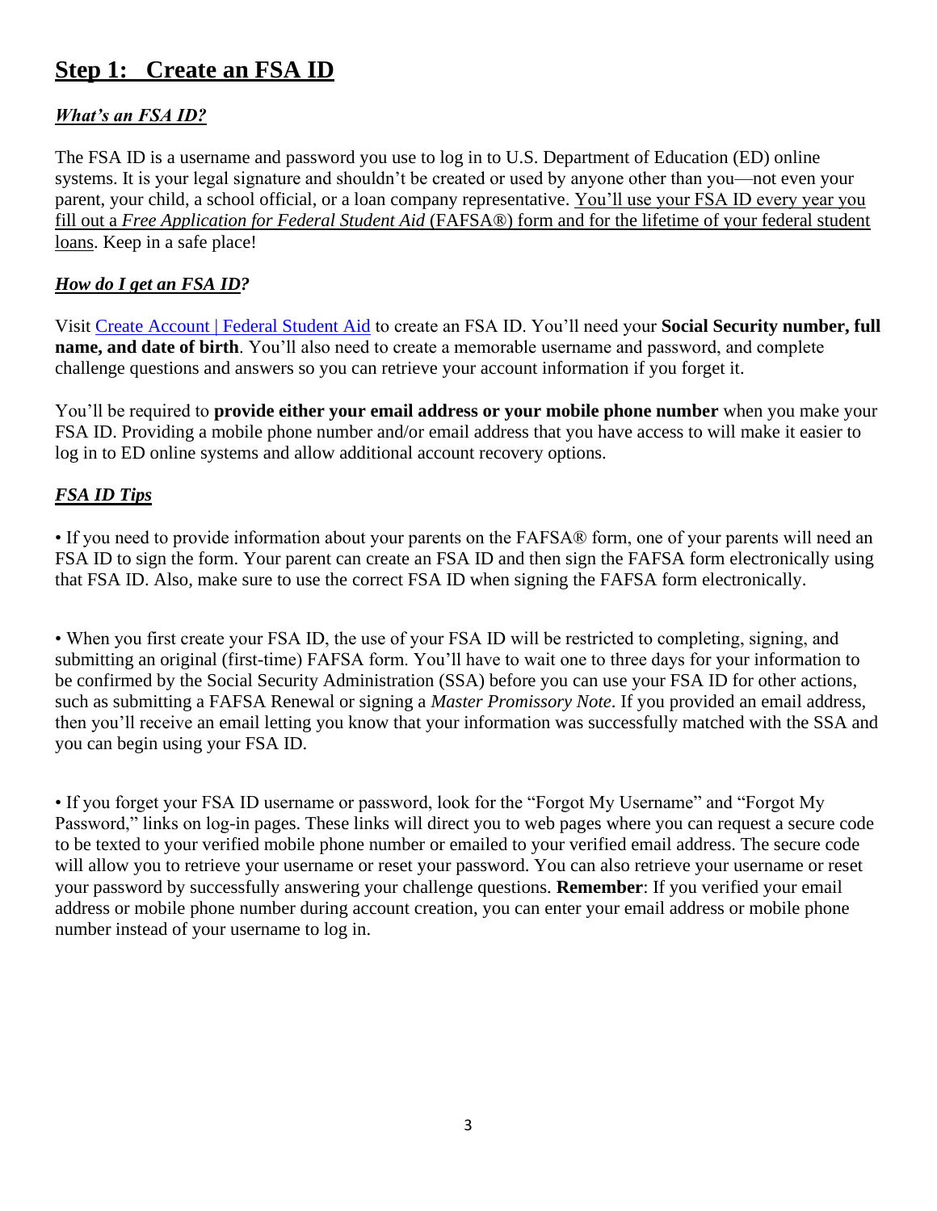## Step 1: Create an FSA ID

### *What's an FSA ID?*

The FSA ID is a username and password you use to log in to U.S. Department of Education (ED) online systems. It is your legal signature and shouldn't be created or used by anyone other than you—not even your parent, your child, a school official, or a loan company representative. You'll use your FSA ID every year you fill out a *Free Application for Federal Student Aid* (FAFSA®) form and for the lifetime of your federal student loans. Keep in a safe place!

### *How do I get an FSA ID?*

Visit Create Account | Federal Student Aid to create an FSA ID. You'll need your **Social Security number, full name, and date of birth**. You'll also need to create a memorable username and password, and complete challenge questions and answers so you can retrieve your account information if you forget it.

You'll be required to **provide either your email address or your mobile phone number** when you make your FSA ID. Providing a mobile phone number and/or email address that you have access to will make it easier to log in to ED online systems and allow additional account recovery options.

### *FSA ID Tips*

• If you need to provide information about your parents on the FAFSA® form, one of your parents will need an FSA ID to sign the form. Your parent can create an FSA ID and then sign the FAFSA form electronically using that FSA ID. Also, make sure to use the correct FSA ID when signing the FAFSA form electronically.

• When you first create your FSA ID, the use of your FSA ID will be restricted to completing, signing, and submitting an original (first-time) FAFSA form. You'll have to wait one to three days for your information to be confirmed by the Social Security Administration (SSA) before you can use your FSA ID for other actions, such as submitting a FAFSA Renewal or signing a *Master Promissory Note*. If you provided an email address, then you'll receive an email letting you know that your information was successfully matched with the SSA and you can begin using your FSA ID.

• If you forget your FSA ID username or password, look for the "Forgot My Username" and "Forgot My Password," links on log-in pages. These links will direct you to web pages where you can request a secure code to be texted to your verified mobile phone number or emailed to your verified email address. The secure code will allow you to retrieve your username or reset your password. You can also retrieve your username or reset your password by successfully answering your challenge questions. **Remember**: If you verified your email address or mobile phone number during account creation, you can enter your email address or mobile phone number instead of your username to log in.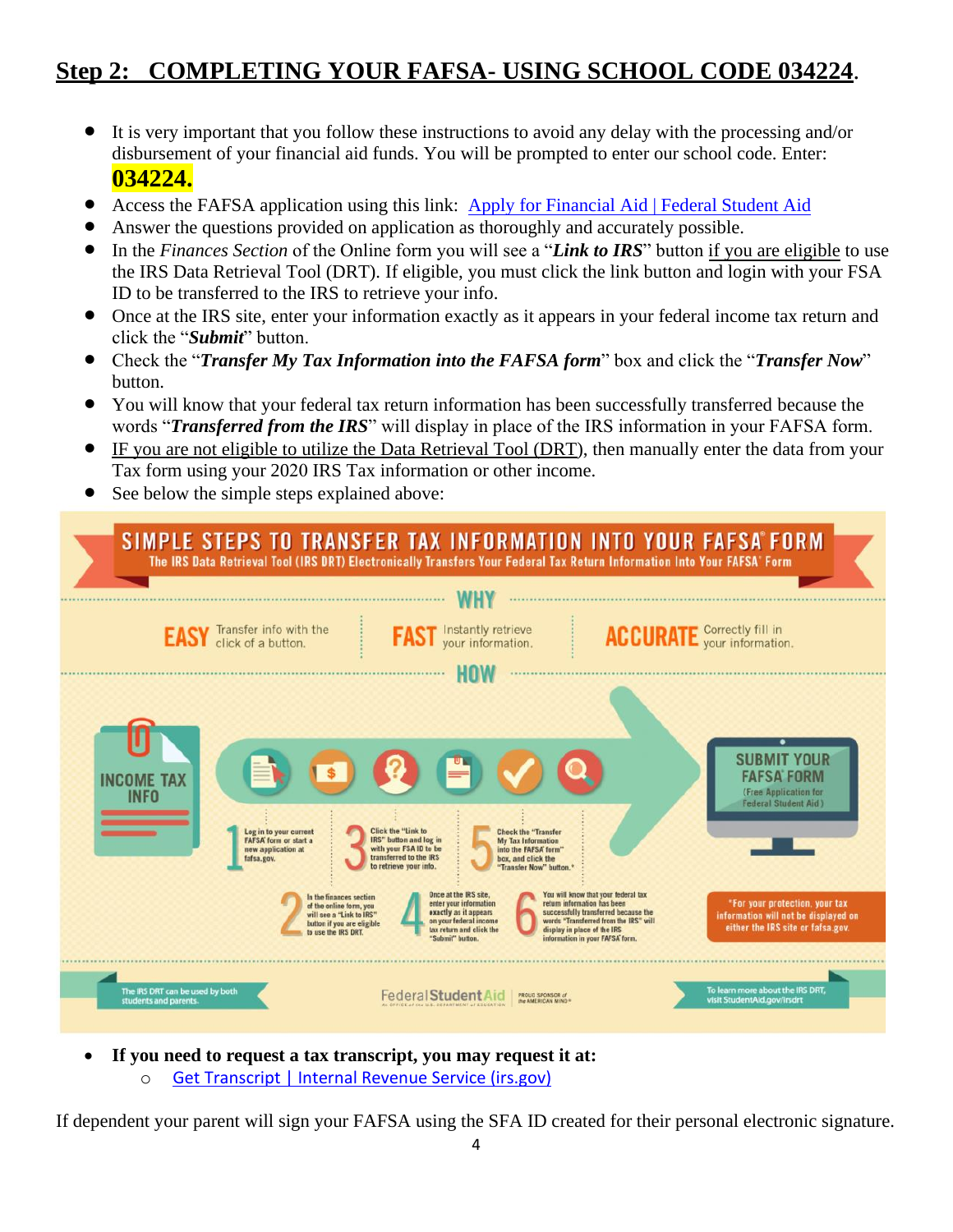## Step 2: COMPLETING YOUR FAFSA- USING SCHOOL CODE 034224.

- It is very important that you follow these instructions to avoid any delay with the processing and/or disbursement of your financial aid funds. You will be prompted to enter our school code. Enter: **034224.**
- Access the FAFSA application using this link: [Apply for Financial Aid | Federal Student Aid]
- Answer the questions provided on application as thoroughly and accurately possible.
- In the *Finances Section* of the Online form you will see a "***Link to IRS***" button if you are eligible to use the IRS Data Retrieval Tool (DRT). If eligible, you must click the link button and login with your FSA ID to be transferred to the IRS to retrieve your info.
- Once at the IRS site, enter your information exactly as it appears in your federal income tax return and click the "***Submit***" button.
- Check the "***Transfer My Tax Information into the FAFSA form***" box and click the "***Transfer Now***" button.
- You will know that your federal tax return information has been successfully transferred because the words "***Transferred from the IRS***" will display in place of the IRS information in your FAFSA form.
- IF you are not eligible to utilize the Data Retrieval Tool (DRT), then manually enter the data from your Tax form using your 2020 IRS Tax information or other income.
- See below the simple steps explained above:

**SIMPLE STEPS TO TRANSFER TAX INFORMATION INTO YOUR FAFSA® FORM**

The IRS Data Retrieval Tool (IRS DRT) Electronically Transfers Your Federal Tax Return Information Into Your FAFSA® Form

**WHY**

**EASY** Transfer info with the click of a button.

**FAST** Instantly retrieve your information.

**ACCURATE** Correctly fill in your information.

**HOW**

INCOME TAX INFO

1. Log in to your current FAFSA form or start a new application at fafsa.gov.
2. In the finances section of the online form, you will see a "Link to IRS" button if you are eligible to use the IRS DRT.
3. Click the "Link to IRS" button and log in with your FSA ID to be transferred to the IRS to retrieve your info.
4. Once at the IRS site, enter your information exactly as it appears on your federal income tax return and click the "Submit" button.
5. Check the "Transfer My Tax Information into the FAFSA form" box, and click the "Transfer Now" button.*
6. You will know that your federal tax return information has been successfully transferred because the words "Transferred from the IRS" will display in place of the IRS information in your FAFSA form.

SUBMIT YOUR FAFSA FORM (Free Application for Federal Student Aid)

*For your protection, your tax information will not be displayed on either the IRS site or fafsa.gov.

The IRS DRT can be used by both students and parents.

FederalStudentAid — PROUD SPONSOR of the AMERICAN MIND®

To learn more about the IRS DRT, visit StudentAid.gov/irsdrt

- **If you need to request a tax transcript, you may request it at:**
  - [Get Transcript | Internal Revenue Service (irs.gov)]

If dependent your parent will sign your FAFSA using the SFA ID created for their personal electronic signature.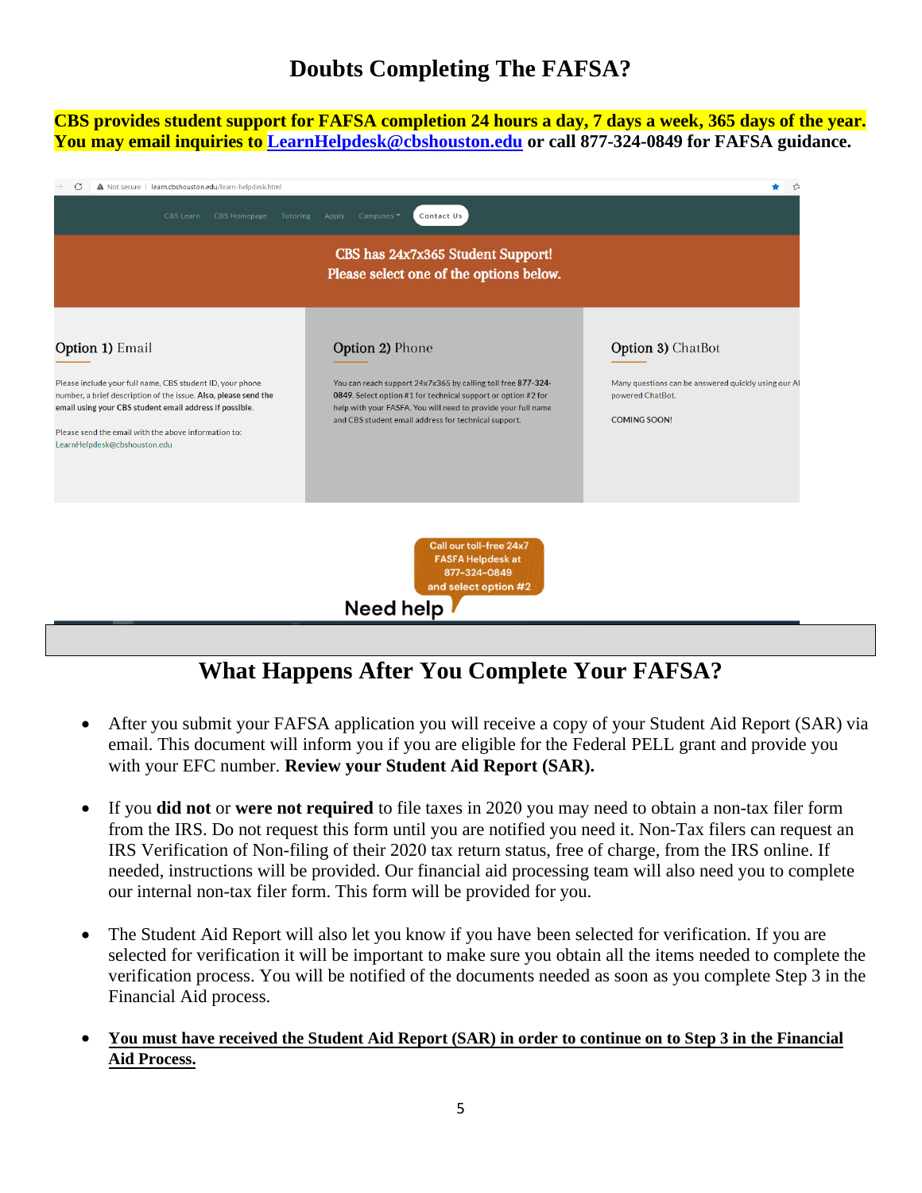# Doubts Completing The FAFSA?

**CBS provides student support for FAFSA completion 24 hours a day, 7 days a week, 365 days of the year. You may email inquiries to LearnHelpdesk@cbshouston.edu or call 877-324-0849 for FAFSA guidance.**

CBS Learn | CBS Homepage | Tutoring | Apply | Campuses | Contact Us

**CBS has 24x7x365 Student Support!**
**Please select one of the options below.**

**Option 1) Email**

Please include your full name, CBS student ID, your phone number, a brief description of the issue. Also, please send the email using your CBS student email address if possible.

Please send the email with the above information to: LearnHelpdesk@cbshouston.edu

**Option 2) Phone**

You can reach support 24x7x365 by calling toll free 877-324-0849. Select option #1 for technical support or option #2 for help with your FAFSA. You will need to provide your full name and CBS student email address for technical support.

**Option 3) ChatBot**

Many questions can be answered quickly using our AI powered ChatBot.

COMING SOON!

Call our toll-free 24x7 FASFA Helpdesk at 877-324-0849 and select option #2

Need help

# What Happens After You Complete Your FAFSA?

- After you submit your FAFSA application you will receive a copy of your Student Aid Report (SAR) via email. This document will inform you if you are eligible for the Federal PELL grant and provide you with your EFC number. **Review your Student Aid Report (SAR).**

- If you **did not** or **were not required** to file taxes in 2020 you may need to obtain a non-tax filer form from the IRS. Do not request this form until you are notified you need it. Non-Tax filers can request an IRS Verification of Non-filing of their 2020 tax return status, free of charge, from the IRS online. If needed, instructions will be provided. Our financial aid processing team will also need you to complete our internal non-tax filer form. This form will be provided for you.

- The Student Aid Report will also let you know if you have been selected for verification. If you are selected for verification it will be important to make sure you obtain all the items needed to complete the verification process. You will be notified of the documents needed as soon as you complete Step 3 in the Financial Aid process.

- **You must have received the Student Aid Report (SAR) in order to continue on to Step 3 in the Financial Aid Process.**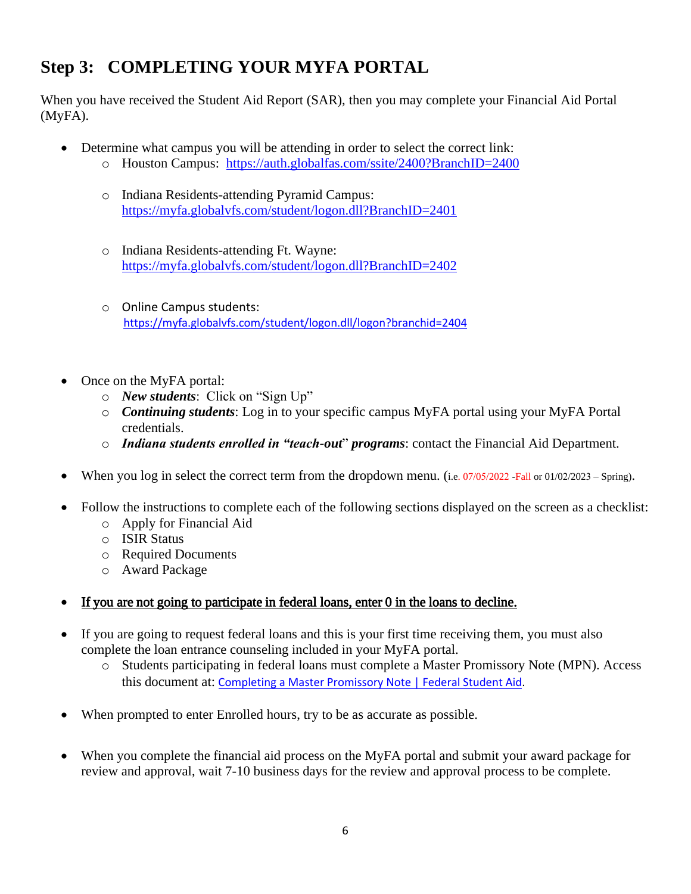## Step 3: COMPLETING YOUR MYFA PORTAL

When you have received the Student Aid Report (SAR), then you may complete your Financial Aid Portal (MyFA).

- Determine what campus you will be attending in order to select the correct link:
  - Houston Campus: https://auth.globalfas.com/ssite/2400?BranchID=2400
  - Indiana Residents-attending Pyramid Campus: https://myfa.globalvfs.com/student/logon.dll?BranchID=2401
  - Indiana Residents-attending Ft. Wayne: https://myfa.globalvfs.com/student/logon.dll?BranchID=2402
  - Online Campus students: https://myfa.globalvfs.com/student/logon.dll/logon?branchid=2404

- Once on the MyFA portal:
  - ***New students***: Click on "Sign Up"
  - ***Continuing students***: Log in to your specific campus MyFA portal using your MyFA Portal credentials.
  - ***Indiana students enrolled in "teach-out" programs***: contact the Financial Aid Department.

- When you log in select the correct term from the dropdown menu. (i.e. 07/05/2022 -Fall or 01/02/2023 – Spring).

- Follow the instructions to complete each of the following sections displayed on the screen as a checklist:
  - Apply for Financial Aid
  - ISIR Status
  - Required Documents
  - Award Package

- If you are not going to participate in federal loans, enter 0 in the loans to decline.

- If you are going to request federal loans and this is your first time receiving them, you must also complete the loan entrance counseling included in your MyFA portal.
  - Students participating in federal loans must complete a Master Promissory Note (MPN). Access this document at: Completing a Master Promissory Note | Federal Student Aid.

- When prompted to enter Enrolled hours, try to be as accurate as possible.

- When you complete the financial aid process on the MyFA portal and submit your award package for review and approval, wait 7-10 business days for the review and approval process to be complete.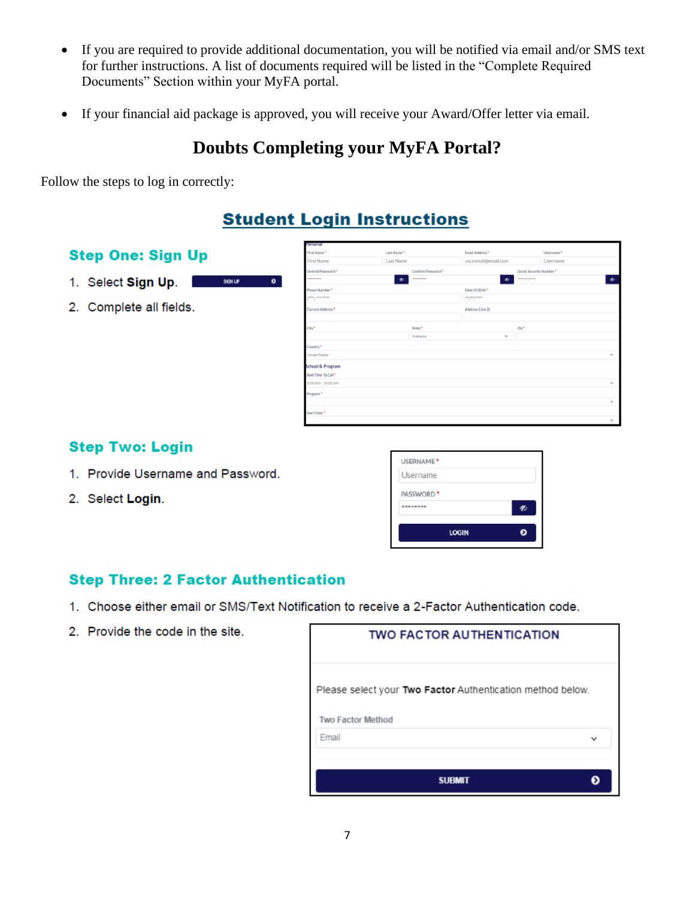- If you are required to provide additional documentation, you will be notified via email and/or SMS text for further instructions. A list of documents required will be listed in the "Complete Required Documents" Section within your MyFA portal.

- If your financial aid package is approved, you will receive your Award/Offer letter via email.

## Doubts Completing your MyFA Portal?

Follow the steps to log in correctly:

## Student Login Instructions

### Step One: Sign Up

1. Select **Sign Up**.
2. Complete all fields.

### Step Two: Login

1. Provide Username and Password.
2. Select **Login**.

### Step Three: 2 Factor Authentication

1. Choose either email or SMS/Text Notification to receive a 2-Factor Authentication code.
2. Provide the code in the site.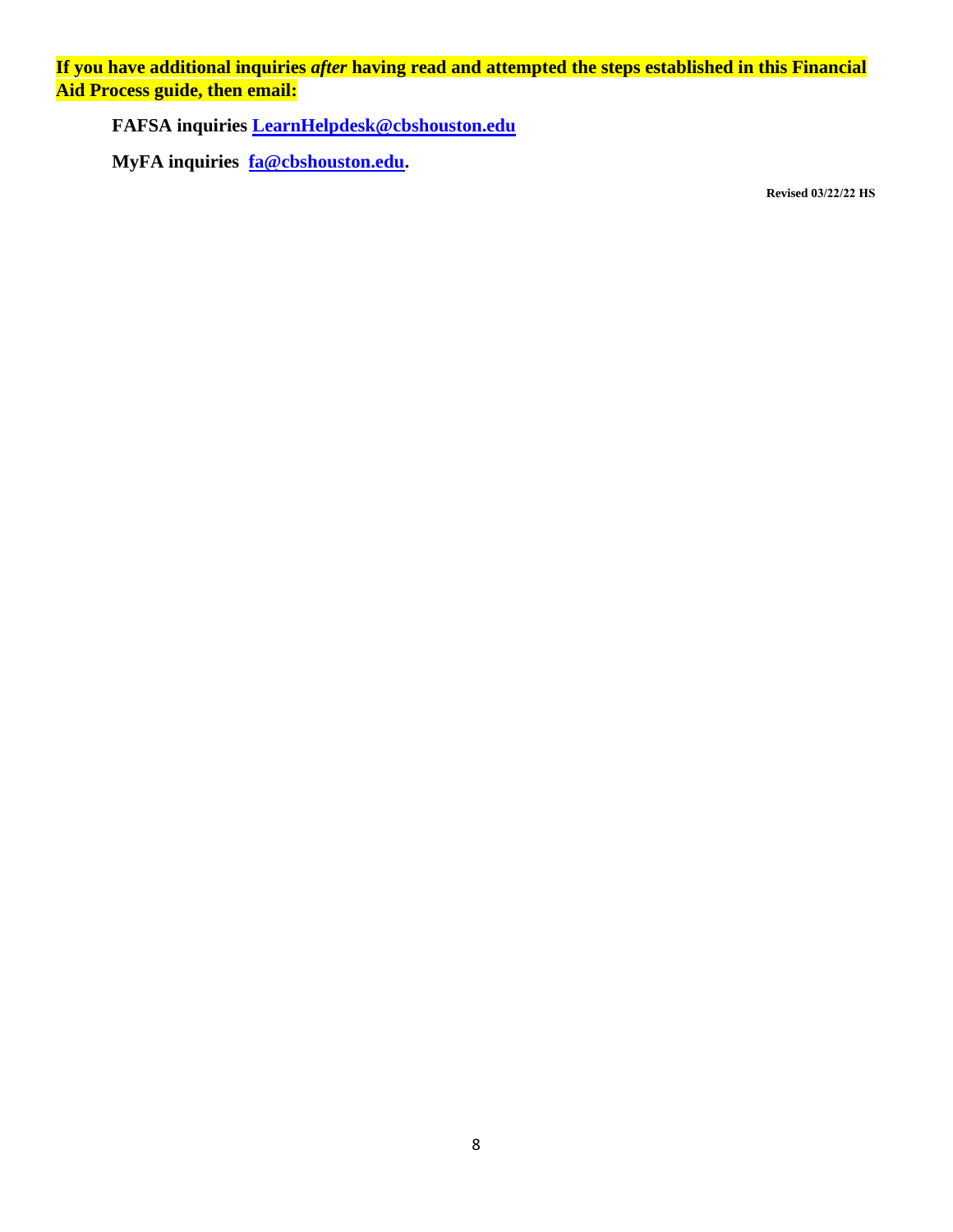**If you have additional inquiries *after* having read and attempted the steps established in this Financial Aid Process guide, then email:**

**FAFSA inquiries [LearnHelpdesk@cbshouston.edu](mailto:LearnHelpdesk@cbshouston.edu)**

**MyFA inquiries [fa@cbshouston.edu](mailto:fa@cbshouston.edu).**

**Revised 03/22/22 HS**